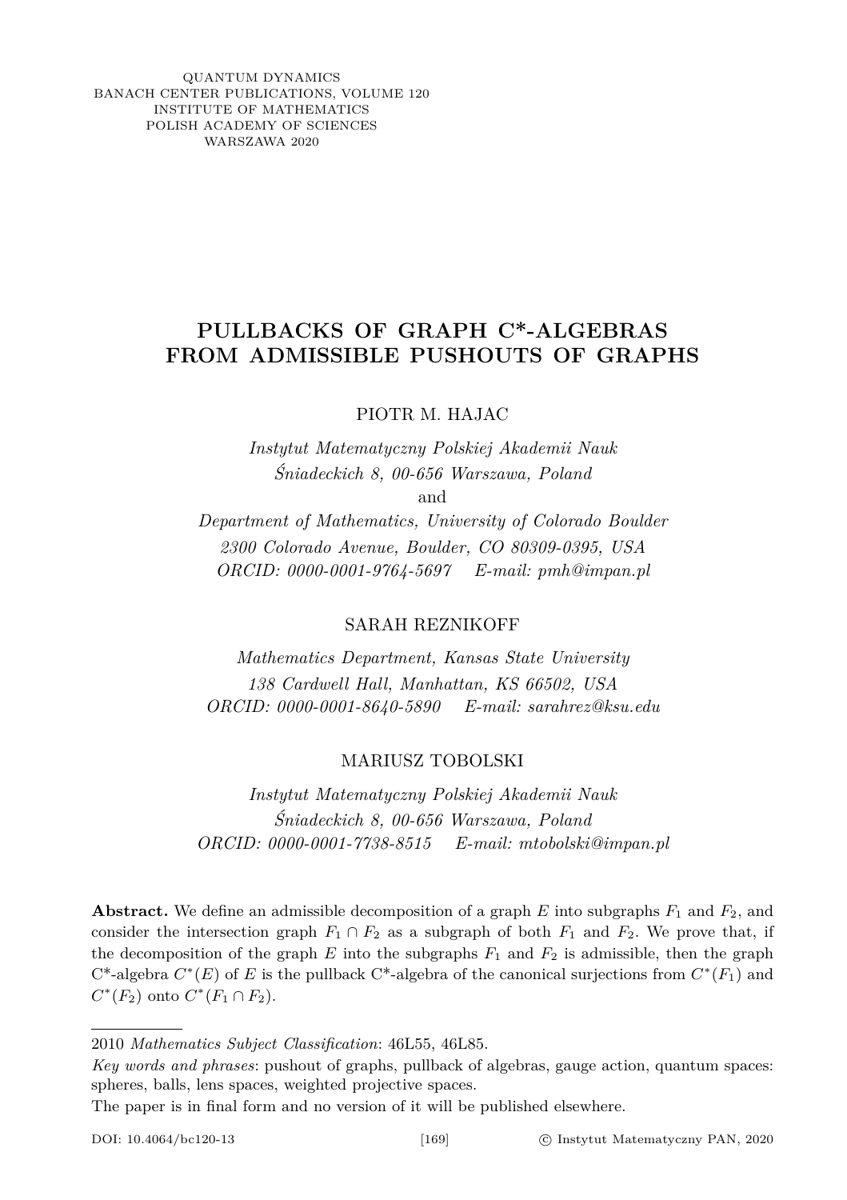QUANTUM DYNAMICS
BANACH CENTER PUBLICATIONS, VOLUME 120
INSTITUTE OF MATHEMATICS
POLISH ACADEMY OF SCIENCES
WARSZAWA 2020

# PULLBACKS OF GRAPH C*-ALGEBRAS FROM ADMISSIBLE PUSHOUTS OF GRAPHS

PIOTR M. HAJAC

*Instytut Matematyczny Polskiej Akademii Nauk*
*Śniadeckich 8, 00-656 Warszawa, Poland*
and
*Department of Mathematics, University of Colorado Boulder*
*2300 Colorado Avenue, Boulder, CO 80309-0395, USA*
*ORCID: 0000-0001-9764-5697 E-mail: pmh@impan.pl*

SARAH REZNIKOFF

*Mathematics Department, Kansas State University*
*138 Cardwell Hall, Manhattan, KS 66502, USA*
*ORCID: 0000-0001-8640-5890 E-mail: sarahrez@ksu.edu*

MARIUSZ TOBOLSKI

*Instytut Matematyczny Polskiej Akademii Nauk*
*Śniadeckich 8, 00-656 Warszawa, Poland*
*ORCID: 0000-0001-7738-8515 E-mail: mtobolski@impan.pl*

**Abstract.** We define an admissible decomposition of a graph $E$ into subgraphs $F_1$ and $F_2$, and consider the intersection graph $F_1 \cap F_2$ as a subgraph of both $F_1$ and $F_2$. We prove that, if the decomposition of the graph $E$ into the subgraphs $F_1$ and $F_2$ is admissible, then the graph C*-algebra $C^*(E)$ of $E$ is the pullback C*-algebra of the canonical surjections from $C^*(F_1)$ and $C^*(F_2)$ onto $C^*(F_1 \cap F_2)$.

---

2010 *Mathematics Subject Classification*: 46L55, 46L85.

*Key words and phrases*: pushout of graphs, pullback of algebras, gauge action, quantum spaces: spheres, balls, lens spaces, weighted projective spaces.

The paper is in final form and no version of it will be published elsewhere.

DOI: 10.4064/bc120-13 © Instytut Matematyczny PAN, 2020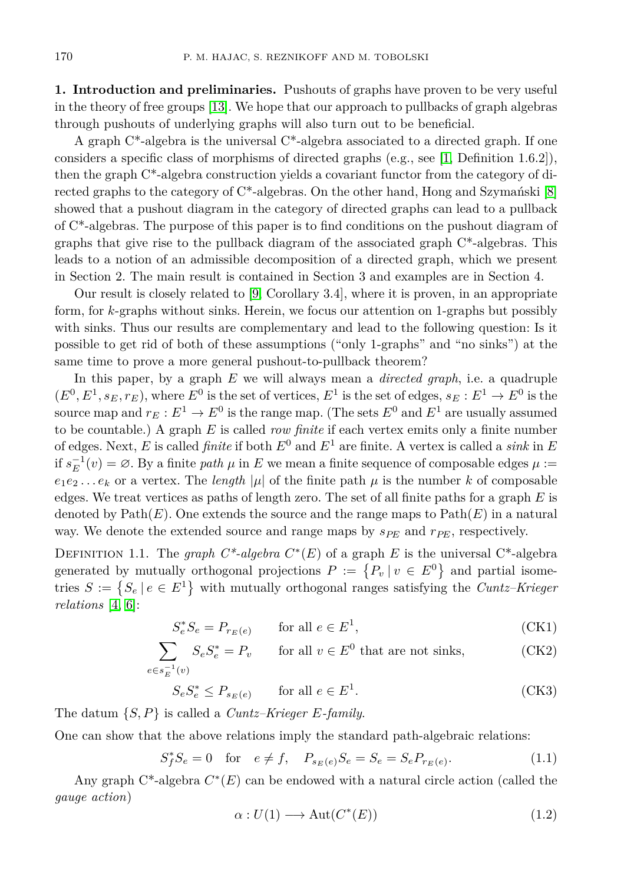**1. Introduction and preliminaries.** Pushouts of graphs have proven to be very useful in the theory of free groups [13]. We hope that our approach to pullbacks of graph algebras through pushouts of underlying graphs will also turn out to be beneficial.

A graph C*-algebra is the universal C*-algebra associated to a directed graph. If one considers a specific class of morphisms of directed graphs (e.g., see [1, Definition 1.6.2]), then the graph C*-algebra construction yields a covariant functor from the category of directed graphs to the category of C*-algebras. On the other hand, Hong and Szymański [8] showed that a pushout diagram in the category of directed graphs can lead to a pullback of C*-algebras. The purpose of this paper is to find conditions on the pushout diagram of graphs that give rise to the pullback diagram of the associated graph C*-algebras. This leads to a notion of an admissible decomposition of a directed graph, which we present in Section 2. The main result is contained in Section 3 and examples are in Section 4.

Our result is closely related to [9, Corollary 3.4], where it is proven, in an appropriate form, for $k$-graphs without sinks. Herein, we focus our attention on 1-graphs but possibly with sinks. Thus our results are complementary and lead to the following question: Is it possible to get rid of both of these assumptions ("only 1-graphs" and "no sinks") at the same time to prove a more general pushout-to-pullback theorem?

In this paper, by a graph $E$ we will always mean a *directed graph*, i.e. a quadruple $(E^0, E^1, s_E, r_E)$, where $E^0$ is the set of vertices, $E^1$ is the set of edges, $s_E : E^1 \to E^0$ is the source map and $r_E : E^1 \to E^0$ is the range map. (The sets $E^0$ and $E^1$ are usually assumed to be countable.) A graph $E$ is called *row finite* if each vertex emits only a finite number of edges. Next, $E$ is called *finite* if both $E^0$ and $E^1$ are finite. A vertex is called a *sink* in $E$ if $s_E^{-1}(v) = \varnothing$. By a finite *path* $\mu$ in $E$ we mean a finite sequence of composable edges $\mu := e_1 e_2 \dots e_k$ or a vertex. The *length* $|\mu|$ of the finite path $\mu$ is the number $k$ of composable edges. We treat vertices as paths of length zero. The set of all finite paths for a graph $E$ is denoted by $\mathrm{Path}(E)$. One extends the source and the range maps to $\mathrm{Path}(E)$ in a natural way. We denote the extended source and range maps by $s_{PE}$ and $r_{PE}$, respectively.

Definition 1.1. The *graph C\*-algebra* $C^*(E)$ of a graph $E$ is the universal C*-algebra generated by mutually orthogonal projections $P := \{P_v \mid v \in E^0\}$ and partial isometries $S := \{S_e \mid e \in E^1\}$ with mutually orthogonal ranges satisfying the *Cuntz–Krieger relations* [4, 6]:

$$S_e^* S_e = P_{r_E(e)} \qquad \text{for all } e \in E^1, \tag{CK1}$$

$$\sum_{e \in s_E^{-1}(v)} S_e S_e^* = P_v \qquad \text{for all } v \in E^0 \text{ that are not sinks,} \tag{CK2}$$

$$S_e S_e^* \leq P_{s_E(e)} \qquad \text{for all } e \in E^1. \tag{CK3}$$

The datum $\{S, P\}$ is called a *Cuntz–Krieger E-family*.

One can show that the above relations imply the standard path-algebraic relations:

$$S_f^* S_e = 0 \quad \text{for} \quad e \neq f, \quad P_{s_E(e)} S_e = S_e = S_e P_{r_E(e)}. \tag{1.1}$$

Any graph C*-algebra $C^*(E)$ can be endowed with a natural circle action (called the *gauge action*)

$$\alpha : U(1) \longrightarrow \mathrm{Aut}(C^*(E)) \tag{1.2}$$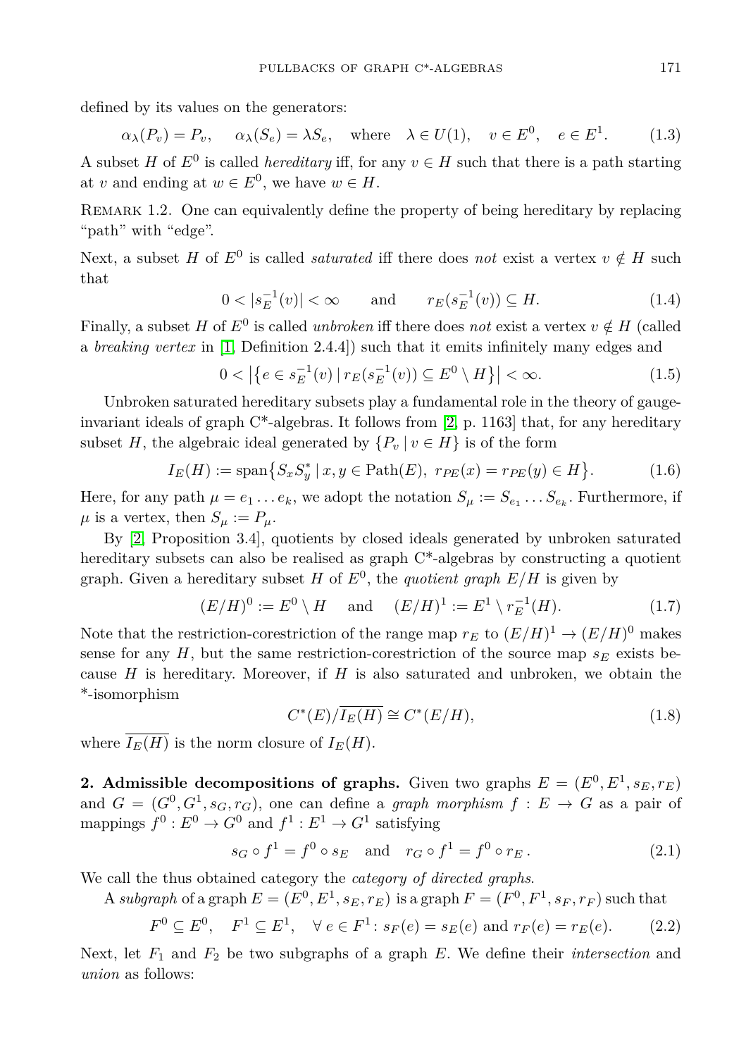defined by its values on the generators:

$$\alpha_\lambda(P_v) = P_v, \quad \alpha_\lambda(S_e) = \lambda S_e, \quad \text{where} \quad \lambda \in U(1), \quad v \in E^0, \quad e \in E^1. \tag{1.3}$$

A subset $H$ of $E^0$ is called *hereditary* iff, for any $v \in H$ such that there is a path starting at $v$ and ending at $w \in E^0$, we have $w \in H$.

Remark 1.2. One can equivalently define the property of being hereditary by replacing "path" with "edge".

Next, a subset $H$ of $E^0$ is called *saturated* iff there does *not* exist a vertex $v \notin H$ such that

$$0 < |s_E^{-1}(v)| < \infty \qquad \text{and} \qquad r_E(s_E^{-1}(v)) \subseteq H. \tag{1.4}$$

Finally, a subset $H$ of $E^0$ is called *unbroken* iff there does *not* exist a vertex $v \notin H$ (called a *breaking vertex* in [1, Definition 2.4.4]) such that it emits infinitely many edges and

$$0 < \left|\left\{e \in s_E^{-1}(v) \mid r_E(s_E^{-1}(v)) \subseteq E^0 \setminus H\right\}\right| < \infty. \tag{1.5}$$

Unbroken saturated hereditary subsets play a fundamental role in the theory of gauge-invariant ideals of graph C*-algebras. It follows from [2, p. 1163] that, for any hereditary subset $H$, the algebraic ideal generated by $\{P_v \mid v \in H\}$ is of the form

$$I_E(H) := \operatorname{span}\left\{S_x S_y^* \mid x, y \in \operatorname{Path}(E),\ r_{PE}(x) = r_{PE}(y) \in H\right\}. \tag{1.6}$$

Here, for any path $\mu = e_1 \dots e_k$, we adopt the notation $S_\mu := S_{e_1} \dots S_{e_k}$. Furthermore, if $\mu$ is a vertex, then $S_\mu := P_\mu$.

By [2, Proposition 3.4], quotients by closed ideals generated by unbroken saturated hereditary subsets can also be realised as graph C*-algebras by constructing a quotient graph. Given a hereditary subset $H$ of $E^0$, the *quotient graph* $E/H$ is given by

$$(E/H)^0 := E^0 \setminus H \quad \text{and} \quad (E/H)^1 := E^1 \setminus r_E^{-1}(H). \tag{1.7}$$

Note that the restriction-corestriction of the range map $r_E$ to $(E/H)^1 \to (E/H)^0$ makes sense for any $H$, but the same restriction-corestriction of the source map $s_E$ exists because $H$ is hereditary. Moreover, if $H$ is also saturated and unbroken, we obtain the *-isomorphism

$$C^*(E)/\overline{I_E(H)} \cong C^*(E/H), \tag{1.8}$$

where $\overline{I_E(H)}$ is the norm closure of $I_E(H)$.

**2. Admissible decompositions of graphs.** Given two graphs $E = (E^0, E^1, s_E, r_E)$ and $G = (G^0, G^1, s_G, r_G)$, one can define a *graph morphism* $f : E \to G$ as a pair of mappings $f^0 : E^0 \to G^0$ and $f^1 : E^1 \to G^1$ satisfying

$$s_G \circ f^1 = f^0 \circ s_E \quad \text{and} \quad r_G \circ f^1 = f^0 \circ r_E\,. \tag{2.1}$$

We call the thus obtained category the *category of directed graphs*.

A *subgraph* of a graph $E = (E^0, E^1, s_E, r_E)$ is a graph $F = (F^0, F^1, s_F, r_F)$ such that

$$F^0 \subseteq E^0, \quad F^1 \subseteq E^1, \quad \forall\, e \in F^1 \colon s_F(e) = s_E(e) \text{ and } r_F(e) = r_E(e). \tag{2.2}$$

Next, let $F_1$ and $F_2$ be two subgraphs of a graph $E$. We define their *intersection* and *union* as follows: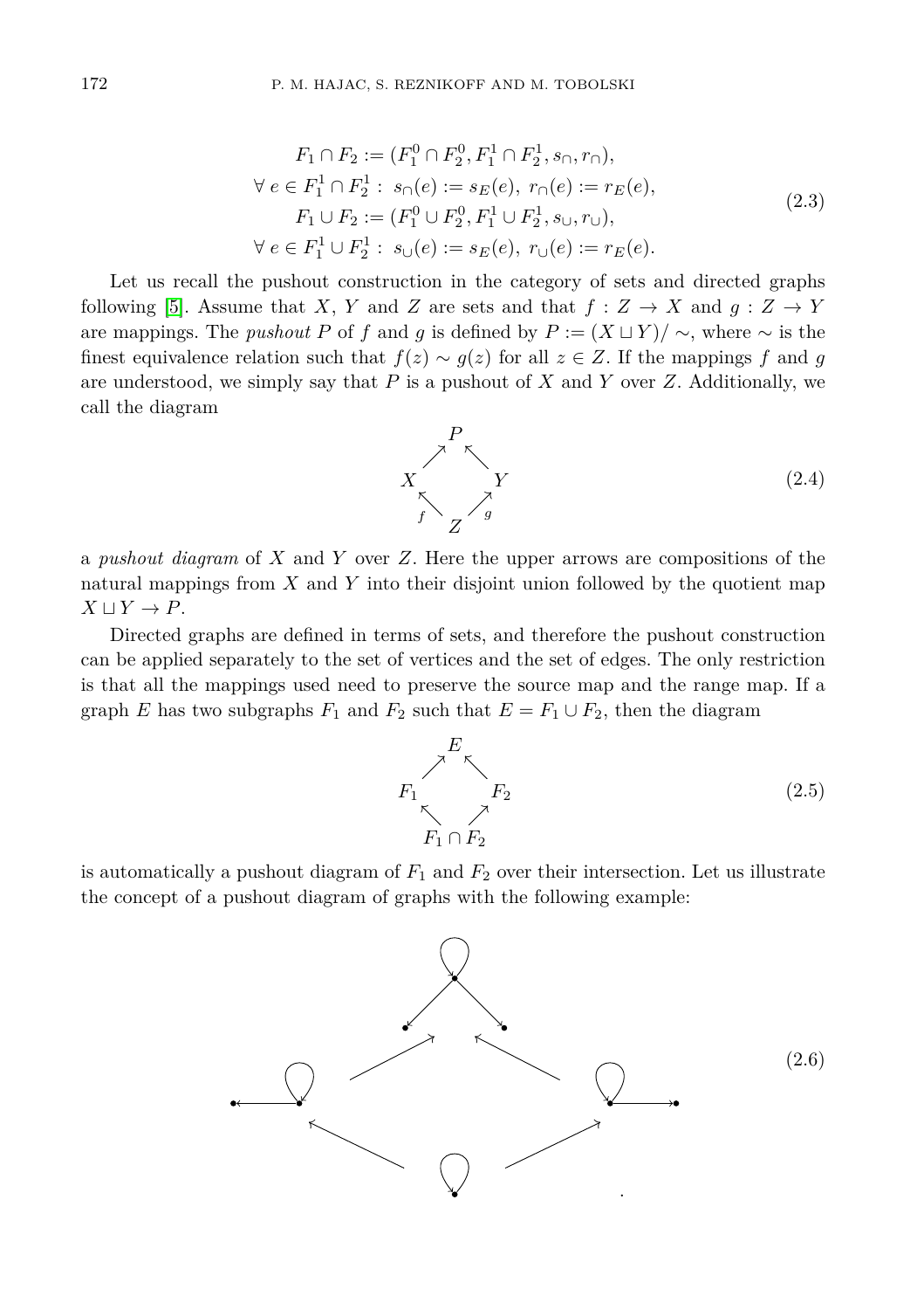$$
\begin{gathered}
F_1 \cap F_2 := (F_1^0 \cap F_2^0, F_1^1 \cap F_2^1, s_\cap, r_\cap), \\
\forall\, e \in F_1^1 \cap F_2^1 :\; s_\cap(e) := s_E(e),\; r_\cap(e) := r_E(e), \\
F_1 \cup F_2 := (F_1^0 \cup F_2^0, F_1^1 \cup F_2^1, s_\cup, r_\cup), \\
\forall\, e \in F_1^1 \cup F_2^1 :\; s_\cup(e) := s_E(e),\; r_\cup(e) := r_E(e).
\end{gathered} \tag{2.3}
$$

Let us recall the pushout construction in the category of sets and directed graphs following [5]. Assume that $X$, $Y$ and $Z$ are sets and that $f : Z \to X$ and $g : Z \to Y$ are mappings. The *pushout* $P$ of $f$ and $g$ is defined by $P := (X \sqcup Y)/\sim$, where $\sim$ is the finest equivalence relation such that $f(z) \sim g(z)$ for all $z \in Z$. If the mappings $f$ and $g$ are understood, we simply say that $P$ is a pushout of $X$ and $Y$ over $Z$. Additionally, we call the diagram

$$
\begin{array}{ccccc}
 & & P & & \\
 & \nearrow & & \nwarrow & \\
X & & & & Y \\
 & \underset{f}{\nwarrow} & & \underset{g}{\nearrow} & \\
 & & Z & &
\end{array} \tag{2.4}
$$

a *pushout diagram* of $X$ and $Y$ over $Z$. Here the upper arrows are compositions of the natural mappings from $X$ and $Y$ into their disjoint union followed by the quotient map $X \sqcup Y \to P$.

Directed graphs are defined in terms of sets, and therefore the pushout construction can be applied separately to the set of vertices and the set of edges. The only restriction is that all the mappings used need to preserve the source map and the range map. If a graph $E$ has two subgraphs $F_1$ and $F_2$ such that $E = F_1 \cup F_2$, then the diagram

$$
\begin{array}{ccccc}
 & & E & & \\
 & \nearrow & & \nwarrow & \\
F_1 & & & & F_2 \\
 & \nwarrow & & \nearrow & \\
 & & F_1 \cap F_2 & &
\end{array} \tag{2.5}
$$

is automatically a pushout diagram of $F_1$ and $F_2$ over their intersection. Let us illustrate the concept of a pushout diagram of graphs with the following example:

(2.6)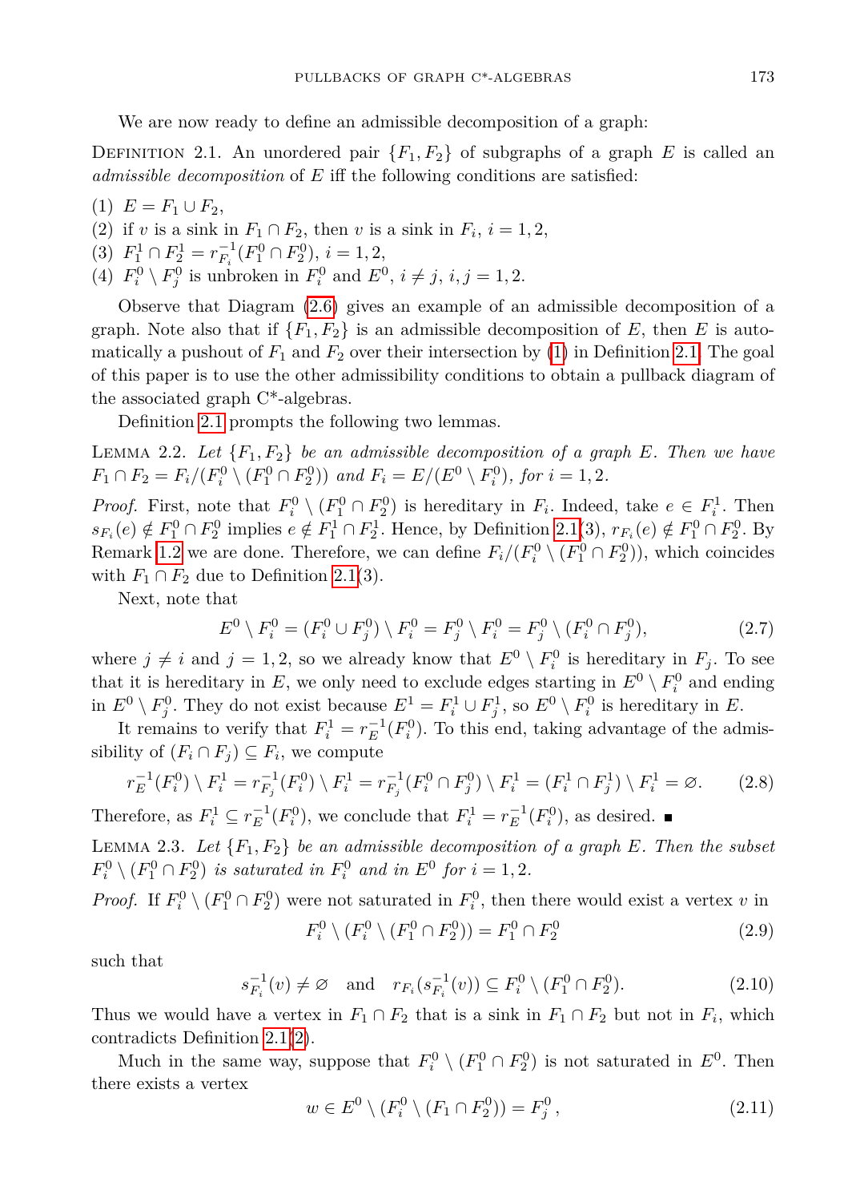We are now ready to define an admissible decomposition of a graph:

Definition 2.1. An unordered pair $\{F_1, F_2\}$ of subgraphs of a graph $E$ is called an *admissible decomposition* of $E$ iff the following conditions are satisfied:

(1) $E = F_1 \cup F_2$,
(2) if $v$ is a sink in $F_1 \cap F_2$, then $v$ is a sink in $F_i$, $i = 1, 2$,
(3) $F_1^1 \cap F_2^1 = r_{F_i}^{-1}(F_1^0 \cap F_2^0)$, $i = 1, 2$,
(4) $F_i^0 \setminus F_j^0$ is unbroken in $F_i^0$ and $E^0$, $i \neq j$, $i, j = 1, 2$.

Observe that Diagram (2.6) gives an example of an admissible decomposition of a graph. Note also that if $\{F_1, F_2\}$ is an admissible decomposition of $E$, then $E$ is automatically a pushout of $F_1$ and $F_2$ over their intersection by (1) in Definition 2.1. The goal of this paper is to use the other admissibility conditions to obtain a pullback diagram of the associated graph C*-algebras.

Definition 2.1 prompts the following two lemmas.

Lemma 2.2. *Let $\{F_1, F_2\}$ be an admissible decomposition of a graph $E$. Then we have $F_1 \cap F_2 = F_i/(F_i^0 \setminus (F_1^0 \cap F_2^0))$ and $F_i = E/(E^0 \setminus F_i^0)$, for $i = 1, 2$.*

*Proof.* First, note that $F_i^0 \setminus (F_1^0 \cap F_2^0)$ is hereditary in $F_i$. Indeed, take $e \in F_i^1$. Then $s_{F_i}(e) \notin F_1^0 \cap F_2^0$ implies $e \notin F_1^1 \cap F_2^1$. Hence, by Definition 2.1(3), $r_{F_i}(e) \notin F_1^0 \cap F_2^0$. By Remark 1.2 we are done. Therefore, we can define $F_i/(F_i^0 \setminus (F_1^0 \cap F_2^0))$, which coincides with $F_1 \cap F_2$ due to Definition 2.1(3).

Next, note that

$$E^0 \setminus F_i^0 = (F_i^0 \cup F_j^0) \setminus F_i^0 = F_j^0 \setminus F_i^0 = F_j^0 \setminus (F_i^0 \cap F_j^0), \tag{2.7}$$

where $j \neq i$ and $j = 1, 2$, so we already know that $E^0 \setminus F_i^0$ is hereditary in $F_j$. To see that it is hereditary in $E$, we only need to exclude edges starting in $E^0 \setminus F_i^0$ and ending in $E^0 \setminus F_j^0$. They do not exist because $E^1 = F_i^1 \cup F_j^1$, so $E^0 \setminus F_i^0$ is hereditary in $E$.

It remains to verify that $F_i^1 = r_E^{-1}(F_i^0)$. To this end, taking advantage of the admissibility of $(F_i \cap F_j) \subseteq F_i$, we compute

$$r_E^{-1}(F_i^0) \setminus F_i^1 = r_{F_j}^{-1}(F_i^0) \setminus F_i^1 = r_{F_j}^{-1}(F_i^0 \cap F_j^0) \setminus F_i^1 = (F_i^1 \cap F_j^1) \setminus F_i^1 = \varnothing. \tag{2.8}$$

Therefore, as $F_i^1 \subseteq r_E^{-1}(F_i^0)$, we conclude that $F_i^1 = r_E^{-1}(F_i^0)$, as desired. ∎

Lemma 2.3. *Let $\{F_1, F_2\}$ be an admissible decomposition of a graph $E$. Then the subset $F_i^0 \setminus (F_1^0 \cap F_2^0)$ is saturated in $F_i^0$ and in $E^0$ for $i = 1, 2$.*

*Proof.* If $F_i^0 \setminus (F_1^0 \cap F_2^0)$ were not saturated in $F_i^0$, then there would exist a vertex $v$ in

$$F_i^0 \setminus (F_i^0 \setminus (F_1^0 \cap F_2^0)) = F_1^0 \cap F_2^0 \tag{2.9}$$

such that

$$s_{F_i}^{-1}(v) \neq \varnothing \quad \text{and} \quad r_{F_i}(s_{F_i}^{-1}(v)) \subseteq F_i^0 \setminus (F_1^0 \cap F_2^0). \tag{2.10}$$

Thus we would have a vertex in $F_1 \cap F_2$ that is a sink in $F_1 \cap F_2$ but not in $F_i$, which contradicts Definition 2.1(2).

Much in the same way, suppose that $F_i^0 \setminus (F_1^0 \cap F_2^0)$ is not saturated in $E^0$. Then there exists a vertex

$$w \in E^0 \setminus (F_i^0 \setminus (F_1 \cap F_2^0)) = F_j^0\,, \tag{2.11}$$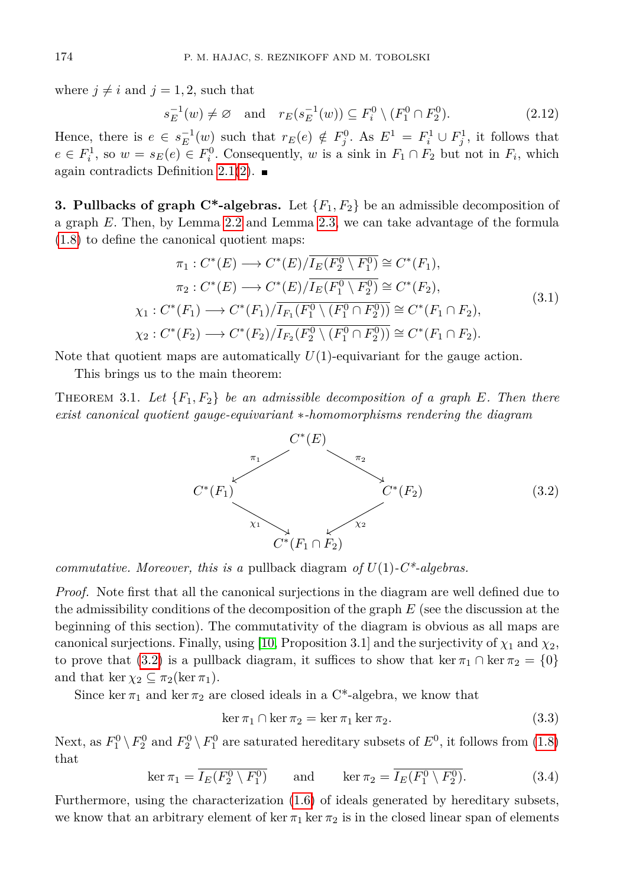where $j \neq i$ and $j = 1, 2$, such that

$$s_E^{-1}(w) \neq \varnothing \quad \text{and} \quad r_E(s_E^{-1}(w)) \subseteq F_i^0 \setminus (F_1^0 \cap F_2^0). \tag{2.12}$$

Hence, there is $e \in s_E^{-1}(w)$ such that $r_E(e) \notin F_j^0$. As $E^1 = F_i^1 \cup F_j^1$, it follows that $e \in F_i^1$, so $w = s_E(e) \in F_i^0$. Consequently, $w$ is a sink in $F_1 \cap F_2$ but not in $F_i$, which again contradicts Definition 2.1(2). ∎

**3. Pullbacks of graph C\*-algebras.** Let $\{F_1, F_2\}$ be an admissible decomposition of a graph $E$. Then, by Lemma 2.2 and Lemma 2.3, we can take advantage of the formula (1.8) to define the canonical quotient maps:

$$\begin{aligned}
\pi_1 &: C^*(E) \longrightarrow C^*(E)/\overline{I_E(F_2^0 \setminus F_1^0)} \cong C^*(F_1),\\
\pi_2 &: C^*(E) \longrightarrow C^*(E)/\overline{I_E(F_1^0 \setminus F_2^0)} \cong C^*(F_2),\\
\chi_1 &: C^*(F_1) \longrightarrow C^*(F_1)/\overline{I_{F_1}(F_1^0 \setminus (F_1^0 \cap F_2^0))} \cong C^*(F_1 \cap F_2),\\
\chi_2 &: C^*(F_2) \longrightarrow C^*(F_2)/\overline{I_{F_2}(F_2^0 \setminus (F_1^0 \cap F_2^0))} \cong C^*(F_1 \cap F_2).
\end{aligned} \tag{3.1}$$

Note that quotient maps are automatically $U(1)$-equivariant for the gauge action.

This brings us to the main theorem:

THEOREM 3.1. *Let $\{F_1, F_2\}$ be an admissible decomposition of a graph $E$. Then there exist canonical quotient gauge-equivariant $*$-homomorphisms rendering the diagram*

$$\begin{array}{ccccc}
 & & C^*(E) & & \\
 & \swarrow^{\pi_1} & & \searrow^{\pi_2} & \\
C^*(F_1) & & & & C^*(F_2) \\
 & \searrow_{\chi_1} & & \swarrow_{\chi_2} & \\
 & & C^*(F_1 \cap F_2) & &
\end{array} \tag{3.2}$$

*commutative. Moreover, this is a* pullback diagram *of $U(1)$-C\*-algebras.*

*Proof.* Note first that all the canonical surjections in the diagram are well defined due to the admissibility conditions of the decomposition of the graph $E$ (see the discussion at the beginning of this section). The commutativity of the diagram is obvious as all maps are canonical surjections. Finally, using [10, Proposition 3.1] and the surjectivity of $\chi_1$ and $\chi_2$, to prove that (3.2) is a pullback diagram, it suffices to show that $\ker \pi_1 \cap \ker \pi_2 = \{0\}$ and that $\ker \chi_2 \subseteq \pi_2(\ker \pi_1)$.

Since $\ker \pi_1$ and $\ker \pi_2$ are closed ideals in a C\*-algebra, we know that

$$\ker \pi_1 \cap \ker \pi_2 = \ker \pi_1 \ker \pi_2. \tag{3.3}$$

Next, as $F_1^0 \setminus F_2^0$ and $F_2^0 \setminus F_1^0$ are saturated hereditary subsets of $E^0$, it follows from (1.8) that

$$\ker \pi_1 = \overline{I_E(F_2^0 \setminus F_1^0)} \qquad \text{and} \qquad \ker \pi_2 = \overline{I_E(F_1^0 \setminus F_2^0)}. \tag{3.4}$$

Furthermore, using the characterization (1.6) of ideals generated by hereditary subsets, we know that an arbitrary element of $\ker \pi_1 \ker \pi_2$ is in the closed linear span of elements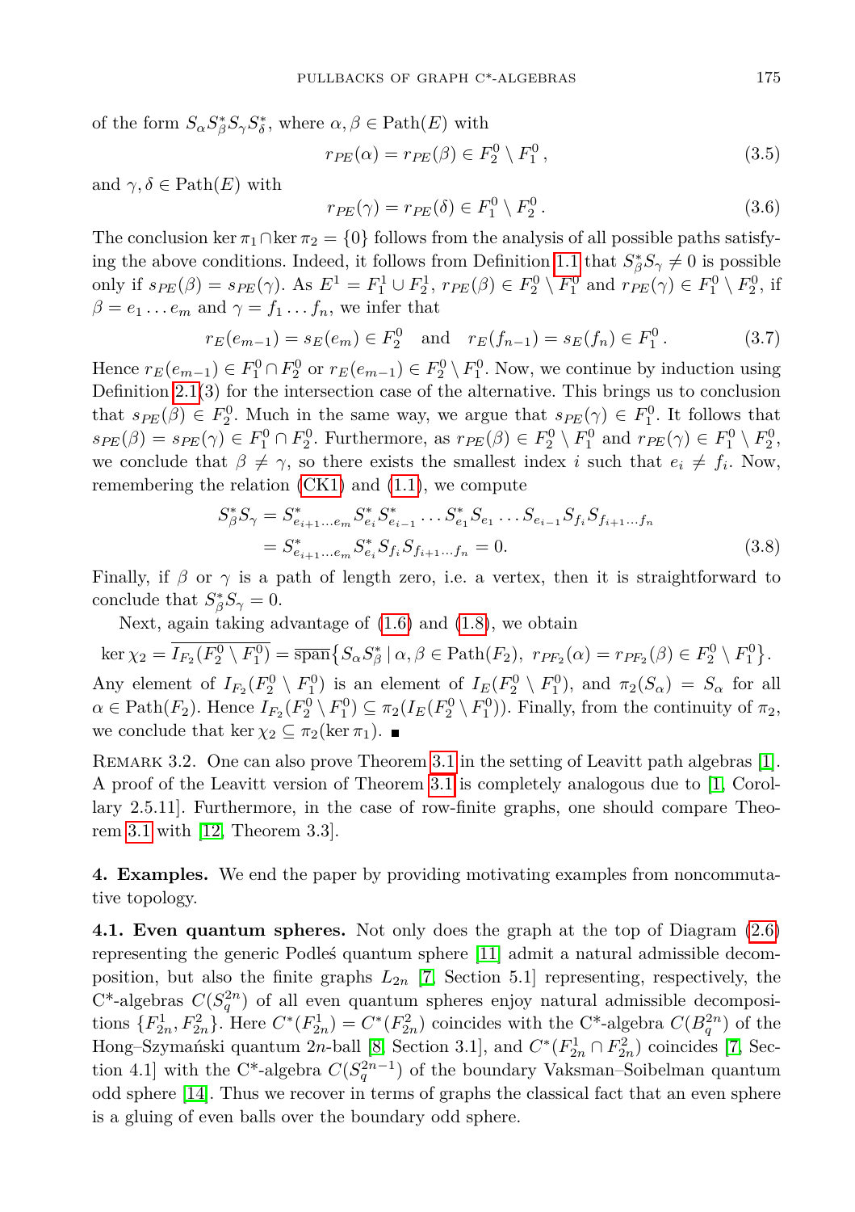of the form $S_\alpha S_\beta^* S_\gamma S_\delta^*$, where $\alpha, \beta \in \mathrm{Path}(E)$ with

$$r_{PE}(\alpha) = r_{PE}(\beta) \in F_2^0 \setminus F_1^0 \,, \tag{3.5}$$

and $\gamma, \delta \in \mathrm{Path}(E)$ with

$$r_{PE}(\gamma) = r_{PE}(\delta) \in F_1^0 \setminus F_2^0 \,. \tag{3.6}$$

The conclusion $\ker \pi_1 \cap \ker \pi_2 = \{0\}$ follows from the analysis of all possible paths satisfying the above conditions. Indeed, it follows from Definition 1.1 that $S_\beta^* S_\gamma \neq 0$ is possible only if $s_{PE}(\beta) = s_{PE}(\gamma)$. As $E^1 = F_1^1 \cup F_2^1$, $r_{PE}(\beta) \in F_2^0 \setminus F_1^0$ and $r_{PE}(\gamma) \in F_1^0 \setminus F_2^0$, if $\beta = e_1 \dots e_m$ and $\gamma = f_1 \dots f_n$, we infer that

$$r_E(e_{m-1}) = s_E(e_m) \in F_2^0 \quad \text{and} \quad r_E(f_{n-1}) = s_E(f_n) \in F_1^0 \,. \tag{3.7}$$

Hence $r_E(e_{m-1}) \in F_1^0 \cap F_2^0$ or $r_E(e_{m-1}) \in F_2^0 \setminus F_1^0$. Now, we continue by induction using Definition 2.1(3) for the intersection case of the alternative. This brings us to conclusion that $s_{PE}(\beta) \in F_2^0$. Much in the same way, we argue that $s_{PE}(\gamma) \in F_1^0$. It follows that $s_{PE}(\beta) = s_{PE}(\gamma) \in F_1^0 \cap F_2^0$. Furthermore, as $r_{PE}(\beta) \in F_2^0 \setminus F_1^0$ and $r_{PE}(\gamma) \in F_1^0 \setminus F_2^0$, we conclude that $\beta \neq \gamma$, so there exists the smallest index $i$ such that $e_i \neq f_i$. Now, remembering the relation (CK1) and (1.1), we compute

$$\begin{aligned} S_\beta^* S_\gamma &= S_{e_{i+1}\dots e_m}^* S_{e_i}^* S_{e_{i-1}}^* \dots S_{e_1}^* S_{e_1} \dots S_{e_{i-1}} S_{f_i} S_{f_{i+1}\dots f_n} \\ &= S_{e_{i+1}\dots e_m}^* S_{e_i}^* S_{f_i} S_{f_{i+1}\dots f_n} = 0. \end{aligned} \tag{3.8}$$

Finally, if $\beta$ or $\gamma$ is a path of length zero, i.e. a vertex, then it is straightforward to conclude that $S_\beta^* S_\gamma = 0$.

Next, again taking advantage of (1.6) and (1.8), we obtain

$$\ker \chi_2 = \overline{I_{F_2}(F_2^0 \setminus F_1^0)} = \overline{\mathrm{span}}\{S_\alpha S_\beta^* \mid \alpha, \beta \in \mathrm{Path}(F_2),\ r_{PF_2}(\alpha) = r_{PF_2}(\beta) \in F_2^0 \setminus F_1^0\}.$$

Any element of $I_{F_2}(F_2^0 \setminus F_1^0)$ is an element of $I_E(F_2^0 \setminus F_1^0)$, and $\pi_2(S_\alpha) = S_\alpha$ for all $\alpha \in \mathrm{Path}(F_2)$. Hence $I_{F_2}(F_2^0 \setminus F_1^0) \subseteq \pi_2(I_E(F_2^0 \setminus F_1^0))$. Finally, from the continuity of $\pi_2$, we conclude that $\ker \chi_2 \subseteq \pi_2(\ker \pi_1)$. ∎

Remark 3.2. One can also prove Theorem 3.1 in the setting of Leavitt path algebras [1]. A proof of the Leavitt version of Theorem 3.1 is completely analogous due to [1, Corollary 2.5.11]. Furthermore, in the case of row-finite graphs, one should compare Theorem 3.1 with [12, Theorem 3.3].

## 4. Examples.

We end the paper by providing motivating examples from noncommutative topology.

**4.1. Even quantum spheres.** Not only does the graph at the top of Diagram (2.6) representing the generic Podleś quantum sphere [11] admit a natural admissible decomposition, but also the finite graphs $L_{2n}$ [7, Section 5.1] representing, respectively, the C*-algebras $C(S_q^{2n})$ of all even quantum spheres enjoy natural admissible decompositions $\{F_{2n}^1, F_{2n}^2\}$. Here $C^*(F_{2n}^1) = C^*(F_{2n}^2)$ coincides with the C*-algebra $C(B_q^{2n})$ of the Hong–Szymański quantum $2n$-ball [8, Section 3.1], and $C^*(F_{2n}^1 \cap F_{2n}^2)$ coincides [7, Section 4.1] with the C*-algebra $C(S_q^{2n-1})$ of the boundary Vaksman–Soibelman quantum odd sphere [14]. Thus we recover in terms of graphs the classical fact that an even sphere is a gluing of even balls over the boundary odd sphere.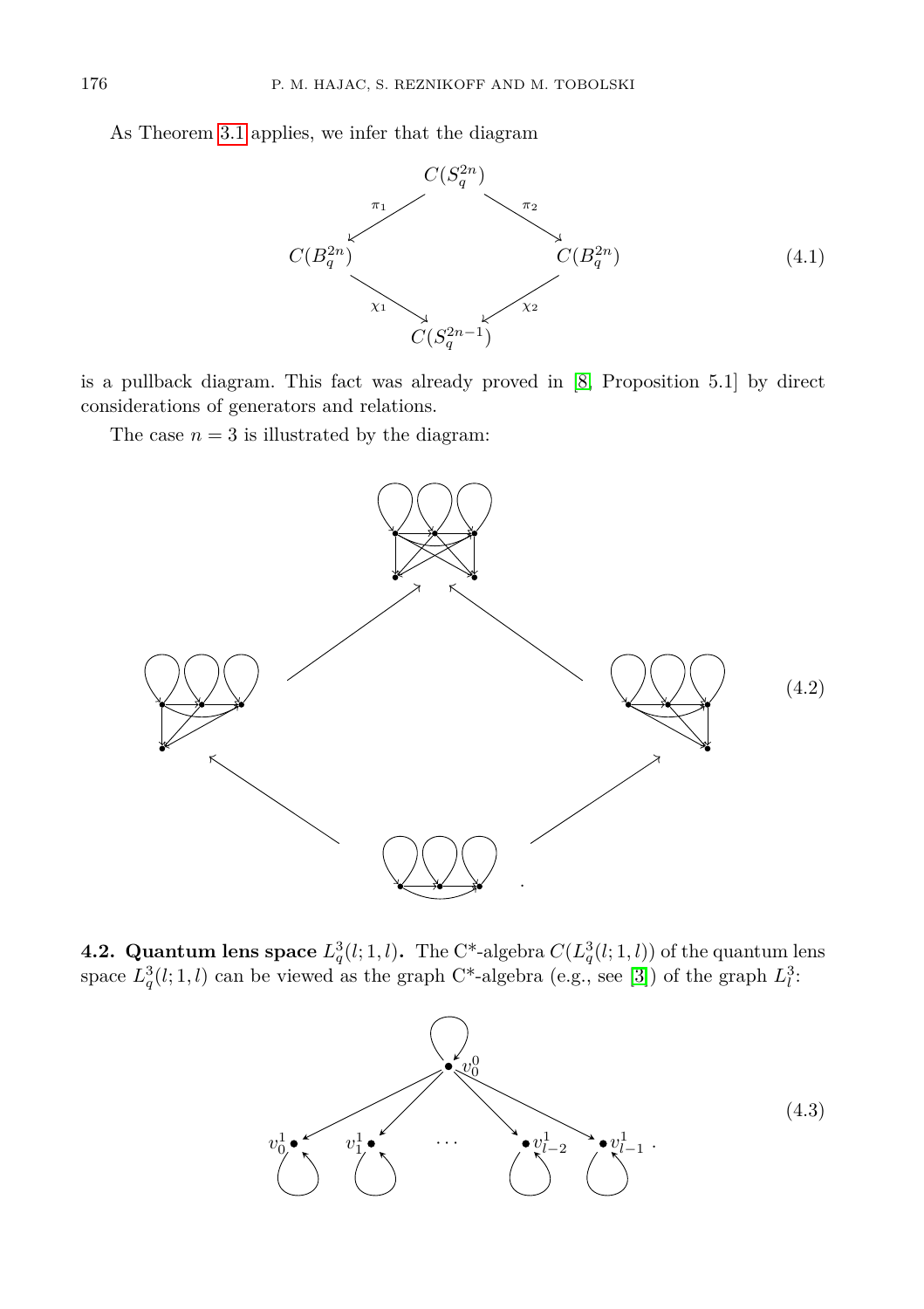As Theorem 3.1 applies, we infer that the diagram

$$
\begin{array}{ccccc}
 & & C(S_q^{2n}) & & \\
 & \overset{\pi_1}{\swarrow} & & \overset{\pi_2}{\searrow} & \\
C(B_q^{2n}) & & & & C(B_q^{2n}) \\
 & \underset{\chi_1}{\searrow} & & \underset{\chi_2}{\swarrow} & \\
 & & C(S_q^{2n-1}) & &
\end{array}
\tag{4.1}
$$

is a pullback diagram. This fact was already proved in [8, Proposition 5.1] by direct considerations of generators and relations.

The case $n = 3$ is illustrated by the diagram:

(4.2)

**4.2. Quantum lens space $L_q^3(l;1,l)$.** The C\*-algebra $C(L_q^3(l;1,l))$ of the quantum lens space $L_q^3(l;1,l)$ can be viewed as the graph C\*-algebra (e.g., see [3]) of the graph $L_l^3$:

(4.3)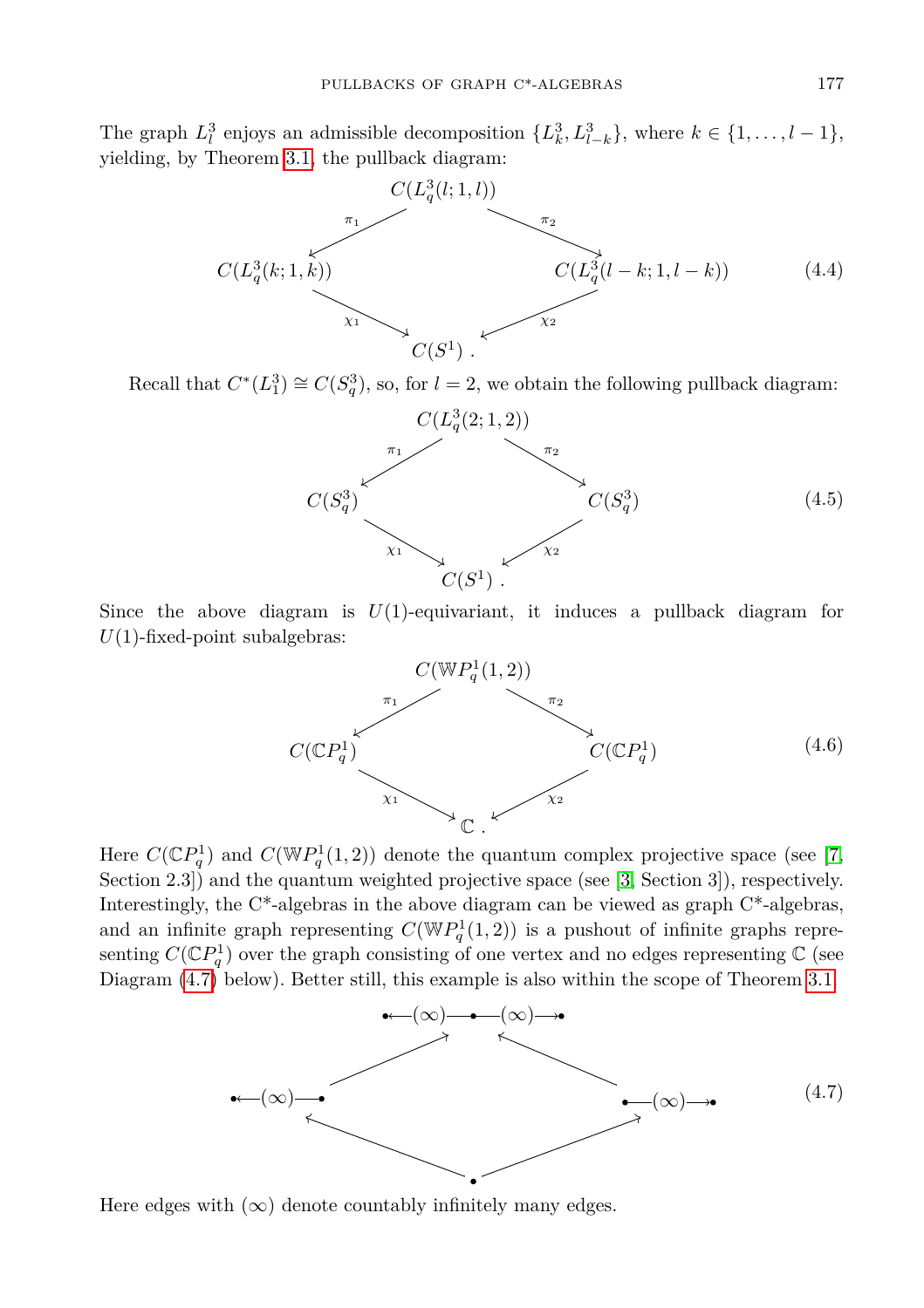The graph $L_l^3$ enjoys an admissible decomposition $\{L_k^3, L_{l-k}^3\}$, where $k \in \{1, \ldots, l-1\}$, yielding, by Theorem 3.1, the pullback diagram:

$$
\begin{array}{ccccc}
 & & C(L_q^3(l;1,l)) & & \\
 & \swarrow^{\pi_1} & & \searrow^{\pi_2} & \\
C(L_q^3(k;1,k)) & & & & C(L_q^3(l-k;1,l-k)) \\
 & \searrow_{\chi_1} & & \swarrow_{\chi_2} & \\
 & & C(S^1)\,. & &
\end{array}
\tag{4.4}
$$

Recall that $C^*(L_1^3) \cong C(S_q^3)$, so, for $l = 2$, we obtain the following pullback diagram:

$$
\begin{array}{ccccc}
 & & C(L_q^3(2;1,2)) & & \\
 & \swarrow^{\pi_1} & & \searrow^{\pi_2} & \\
C(S_q^3) & & & & C(S_q^3) \\
 & \searrow_{\chi_1} & & \swarrow_{\chi_2} & \\
 & & C(S^1)\,. & &
\end{array}
\tag{4.5}
$$

Since the above diagram is $U(1)$-equivariant, it induces a pullback diagram for $U(1)$-fixed-point subalgebras:

$$
\begin{array}{ccccc}
 & & C(\mathbb{W}P_q^1(1,2)) & & \\
 & \swarrow^{\pi_1} & & \searrow^{\pi_2} & \\
C(\mathbb{C}P_q^1) & & & & C(\mathbb{C}P_q^1) \\
 & \searrow_{\chi_1} & & \swarrow_{\chi_2} & \\
 & & \mathbb{C}\,. & &
\end{array}
\tag{4.6}
$$

Here $C(\mathbb{C}P_q^1)$ and $C(\mathbb{W}P_q^1(1,2))$ denote the quantum complex projective space (see [7, Section 2.3]) and the quantum weighted projective space (see [3, Section 3]), respectively. Interestingly, the C*-algebras in the above diagram can be viewed as graph C*-algebras, and an infinite graph representing $C(\mathbb{W}P_q^1(1,2))$ is a pushout of infinite graphs representing $C(\mathbb{C}P_q^1)$ over the graph consisting of one vertex and no edges representing $\mathbb{C}$ (see Diagram (4.7) below). Better still, this example is also within the scope of Theorem 3.1.

$$
\begin{array}{ccccc}
 & & \bullet \xleftarrow{(\infty)} \bullet \xrightarrow{(\infty)} \bullet & & \\
 & \nearrow & & \nwarrow & \\
\bullet \xleftarrow{(\infty)} \bullet & & & & \bullet \xrightarrow{(\infty)} \bullet \\
 & \nwarrow & & \nearrow & \\
 & & \bullet & &
\end{array}
\tag{4.7}
$$

Here edges with $(\infty)$ denote countably infinitely many edges.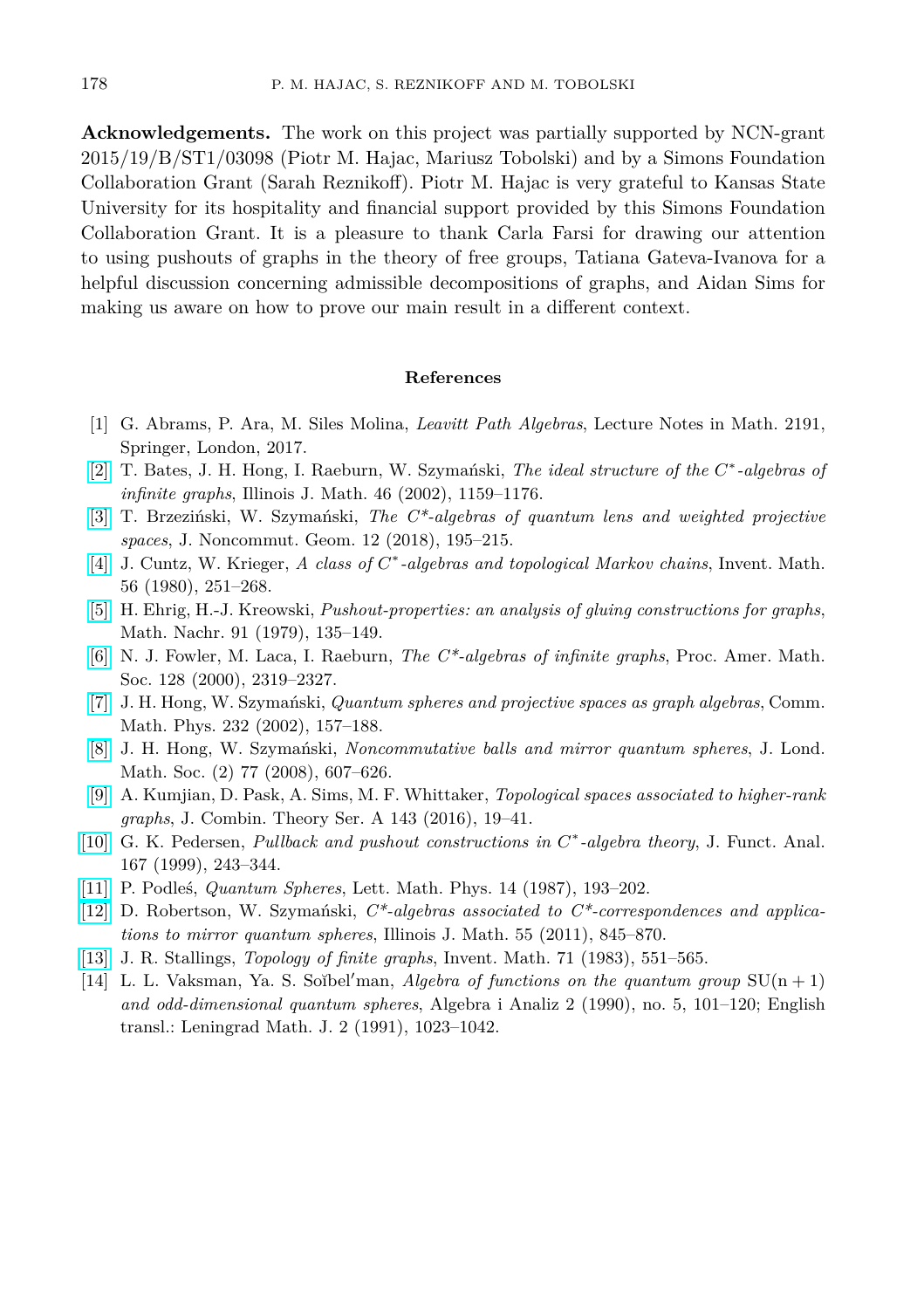**Acknowledgements.** The work on this project was partially supported by NCN-grant 2015/19/B/ST1/03098 (Piotr M. Hajac, Mariusz Tobolski) and by a Simons Foundation Collaboration Grant (Sarah Reznikoff). Piotr M. Hajac is very grateful to Kansas State University for its hospitality and financial support provided by this Simons Foundation Collaboration Grant. It is a pleasure to thank Carla Farsi for drawing our attention to using pushouts of graphs in the theory of free groups, Tatiana Gateva-Ivanova for a helpful discussion concerning admissible decompositions of graphs, and Aidan Sims for making us aware on how to prove our main result in a different context.

## References

[1] G. Abrams, P. Ara, M. Siles Molina, *Leavitt Path Algebras*, Lecture Notes in Math. 2191, Springer, London, 2017.

[2] T. Bates, J. H. Hong, I. Raeburn, W. Szymański, *The ideal structure of the $C^*$-algebras of infinite graphs*, Illinois J. Math. 46 (2002), 1159–1176.

[3] T. Brzeziński, W. Szymański, *The C\*-algebras of quantum lens and weighted projective spaces*, J. Noncommut. Geom. 12 (2018), 195–215.

[4] J. Cuntz, W. Krieger, *A class of $C^*$-algebras and topological Markov chains*, Invent. Math. 56 (1980), 251–268.

[5] H. Ehrig, H.-J. Kreowski, *Pushout-properties: an analysis of gluing constructions for graphs*, Math. Nachr. 91 (1979), 135–149.

[6] N. J. Fowler, M. Laca, I. Raeburn, *The C\*-algebras of infinite graphs*, Proc. Amer. Math. Soc. 128 (2000), 2319–2327.

[7] J. H. Hong, W. Szymański, *Quantum spheres and projective spaces as graph algebras*, Comm. Math. Phys. 232 (2002), 157–188.

[8] J. H. Hong, W. Szymański, *Noncommutative balls and mirror quantum spheres*, J. Lond. Math. Soc. (2) 77 (2008), 607–626.

[9] A. Kumjian, D. Pask, A. Sims, M. F. Whittaker, *Topological spaces associated to higher-rank graphs*, J. Combin. Theory Ser. A 143 (2016), 19–41.

[10] G. K. Pedersen, *Pullback and pushout constructions in $C^*$-algebra theory*, J. Funct. Anal. 167 (1999), 243–344.

[11] P. Podleś, *Quantum Spheres*, Lett. Math. Phys. 14 (1987), 193–202.

[12] D. Robertson, W. Szymański, *C\*-algebras associated to C\*-correspondences and applications to mirror quantum spheres*, Illinois J. Math. 55 (2011), 845–870.

[13] J. R. Stallings, *Topology of finite graphs*, Invent. Math. 71 (1983), 551–565.

[14] L. L. Vaksman, Ya. S. Soĭbelʹman, *Algebra of functions on the quantum group* $\mathrm{SU(n+1)}$ *and odd-dimensional quantum spheres*, Algebra i Analiz 2 (1990), no. 5, 101–120; English transl.: Leningrad Math. J. 2 (1991), 1023–1042.